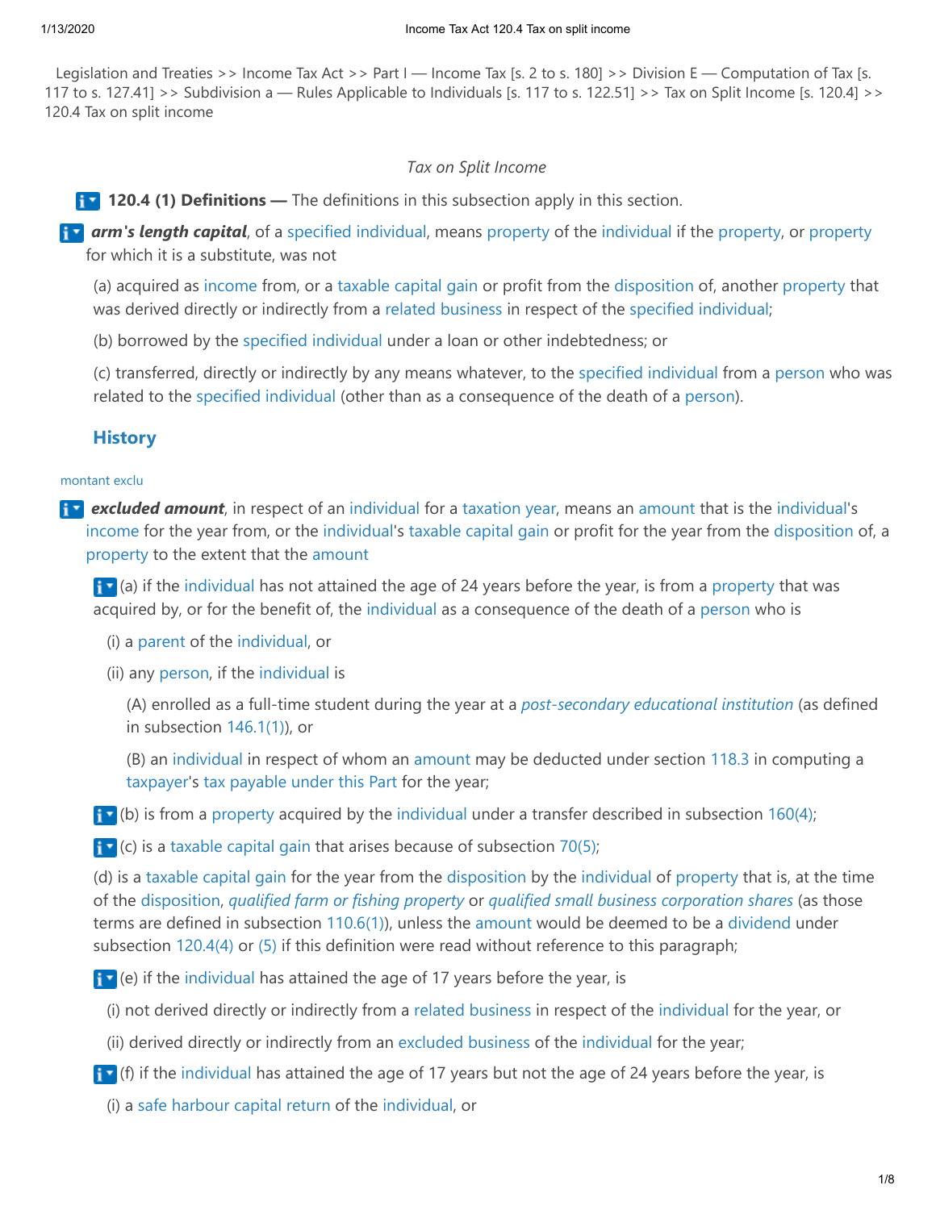Legislation and Treaties >> Income Tax Act >> Part I — Income Tax [s. 2 to s. 180] >> Division E — Computation of Tax [s. 117 to s. 127.41] >> Subdivision a — Rules Applicable to Individuals [s. 117 to s. 122.51] >> Tax on Split Income [s. 120.4] >> 120.4 Tax on split income

*Tax on Split Income*

**120.4 (1) Definitions —** The definitions in this subsection apply in this section.

***arm's length capital***, of a specified individual, means property of the individual if the property, or property for which it is a substitute, was not

(a) acquired as income from, or a taxable capital gain or profit from the disposition of, another property that was derived directly or indirectly from a related business in respect of the specified individual;

(b) borrowed by the specified individual under a loan or other indebtedness; or

(c) transferred, directly or indirectly by any means whatever, to the specified individual from a person who was related to the specified individual (other than as a consequence of the death of a person).

## History

montant exclu

***excluded amount***, in respect of an individual for a taxation year, means an amount that is the individual's income for the year from, or the individual's taxable capital gain or profit for the year from the disposition of, a property to the extent that the amount

(a) if the individual has not attained the age of 24 years before the year, is from a property that was acquired by, or for the benefit of, the individual as a consequence of the death of a person who is

(i) a parent of the individual, or

(ii) any person, if the individual is

(A) enrolled as a full-time student during the year at a *post-secondary educational institution* (as defined in subsection 146.1(1)), or

(B) an individual in respect of whom an amount may be deducted under section 118.3 in computing a taxpayer's tax payable under this Part for the year;

(b) is from a property acquired by the individual under a transfer described in subsection 160(4);

(c) is a taxable capital gain that arises because of subsection 70(5);

(d) is a taxable capital gain for the year from the disposition by the individual of property that is, at the time of the disposition, *qualified farm or fishing property* or *qualified small business corporation shares* (as those terms are defined in subsection 110.6(1)), unless the amount would be deemed to be a dividend under subsection 120.4(4) or (5) if this definition were read without reference to this paragraph;

(e) if the individual has attained the age of 17 years before the year, is

(i) not derived directly or indirectly from a related business in respect of the individual for the year, or

(ii) derived directly or indirectly from an excluded business of the individual for the year;

(f) if the individual has attained the age of 17 years but not the age of 24 years before the year, is

(i) a safe harbour capital return of the individual, or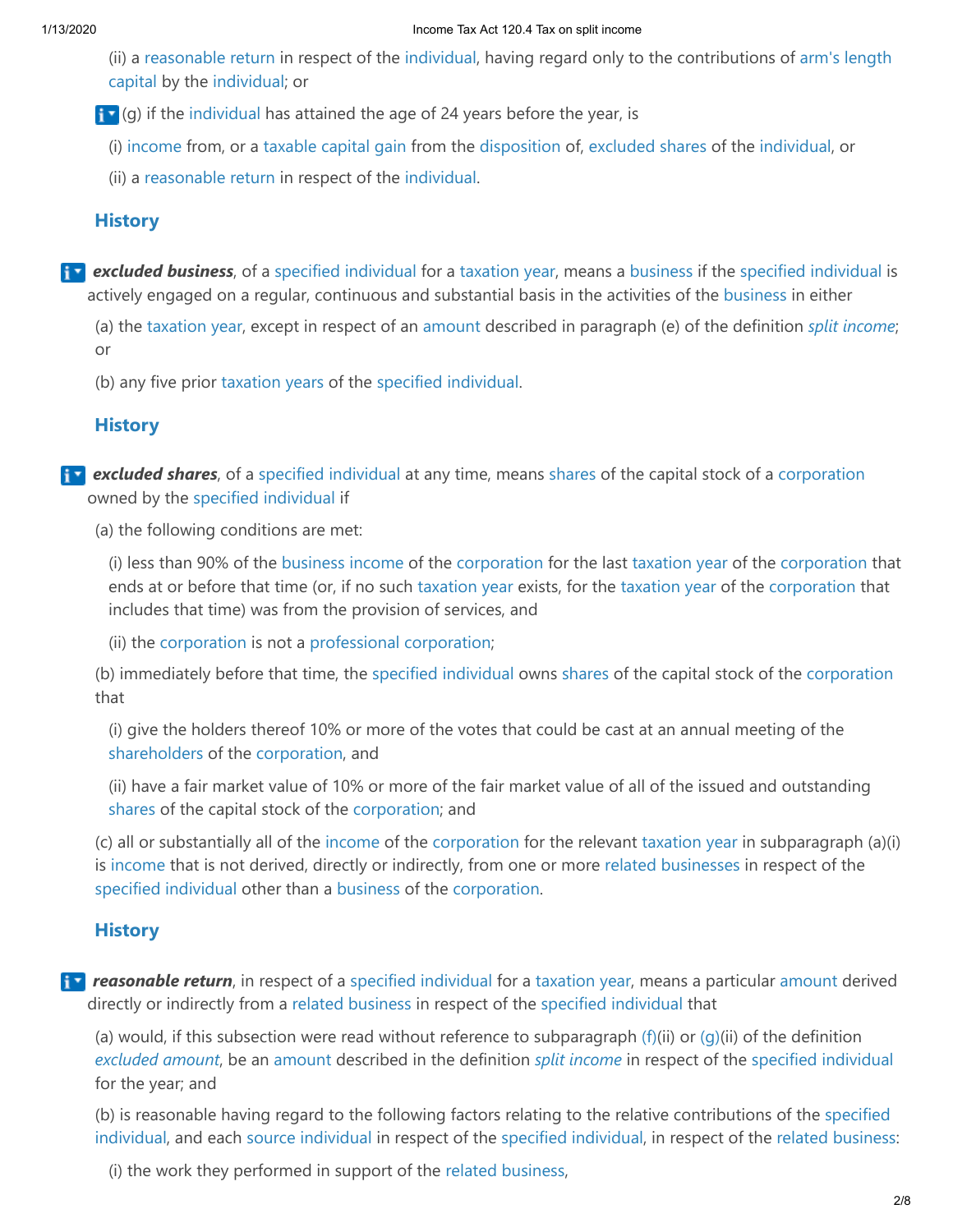(ii) a reasonable return in respect of the individual, having regard only to the contributions of arm's length capital by the individual; or

(g) if the individual has attained the age of 24 years before the year, is

(i) income from, or a taxable capital gain from the disposition of, excluded shares of the individual, or

(ii) a reasonable return in respect of the individual.

### History

***excluded business***, of a specified individual for a taxation year, means a business if the specified individual is actively engaged on a regular, continuous and substantial basis in the activities of the business in either

(a) the taxation year, except in respect of an amount described in paragraph (e) of the definition *split income*; or

(b) any five prior taxation years of the specified individual.

### History

***excluded shares***, of a specified individual at any time, means shares of the capital stock of a corporation owned by the specified individual if

(a) the following conditions are met:

(i) less than 90% of the business income of the corporation for the last taxation year of the corporation that ends at or before that time (or, if no such taxation year exists, for the taxation year of the corporation that includes that time) was from the provision of services, and

(ii) the corporation is not a professional corporation;

(b) immediately before that time, the specified individual owns shares of the capital stock of the corporation that

(i) give the holders thereof 10% or more of the votes that could be cast at an annual meeting of the shareholders of the corporation, and

(ii) have a fair market value of 10% or more of the fair market value of all of the issued and outstanding shares of the capital stock of the corporation; and

(c) all or substantially all of the income of the corporation for the relevant taxation year in subparagraph (a)(i) is income that is not derived, directly or indirectly, from one or more related businesses in respect of the specified individual other than a business of the corporation.

### History

***reasonable return***, in respect of a specified individual for a taxation year, means a particular amount derived directly or indirectly from a related business in respect of the specified individual that

(a) would, if this subsection were read without reference to subparagraph (f)(ii) or (g)(ii) of the definition *excluded amount*, be an amount described in the definition *split income* in respect of the specified individual for the year; and

(b) is reasonable having regard to the following factors relating to the relative contributions of the specified individual, and each source individual in respect of the specified individual, in respect of the related business:

(i) the work they performed in support of the related business,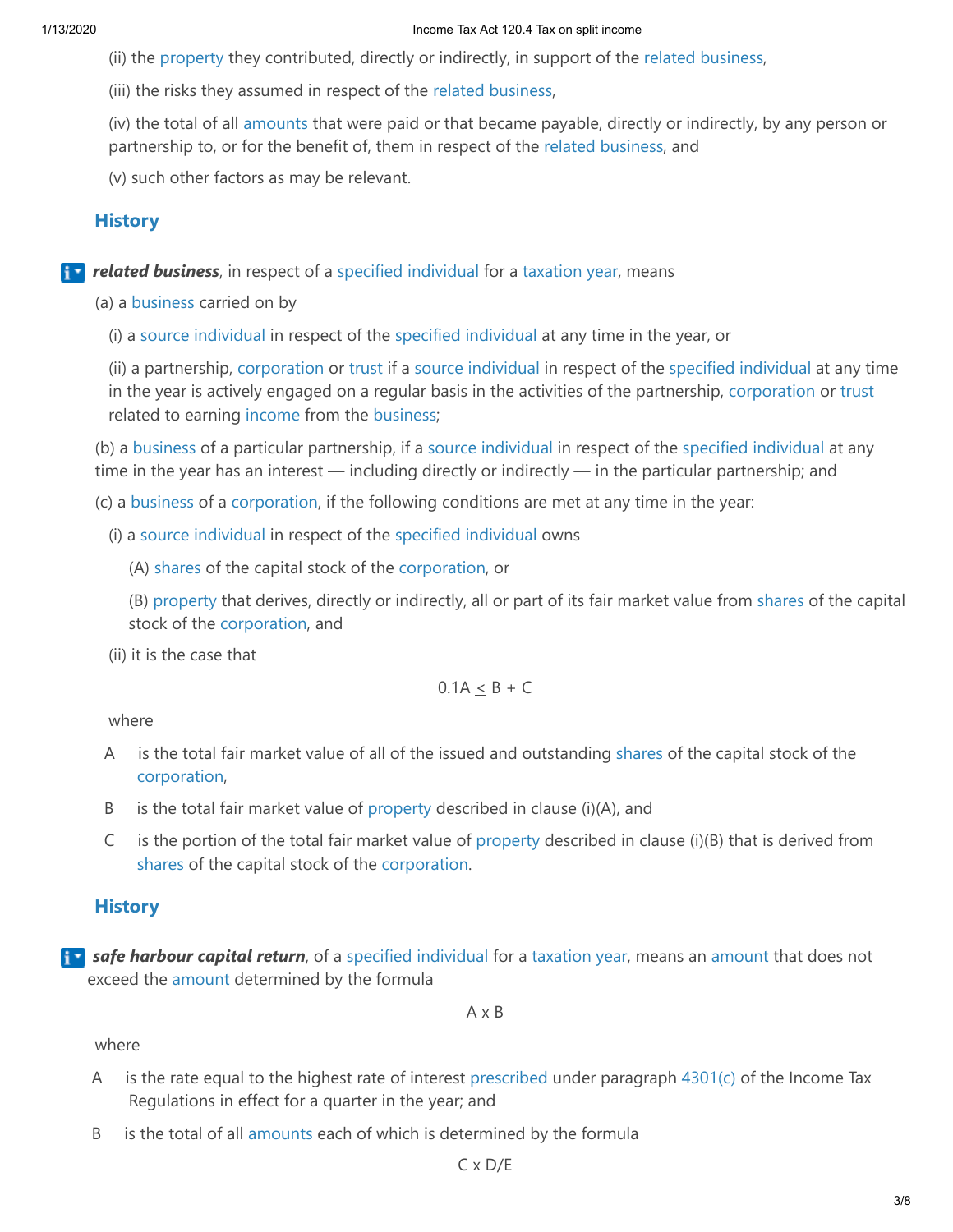(ii) the property they contributed, directly or indirectly, in support of the related business,

(iii) the risks they assumed in respect of the related business,

(iv) the total of all amounts that were paid or that became payable, directly or indirectly, by any person or partnership to, or for the benefit of, them in respect of the related business, and

(v) such other factors as may be relevant.

### History

***related business***, in respect of a specified individual for a taxation year, means

(a) a business carried on by

(i) a source individual in respect of the specified individual at any time in the year, or

(ii) a partnership, corporation or trust if a source individual in respect of the specified individual at any time in the year is actively engaged on a regular basis in the activities of the partnership, corporation or trust related to earning income from the business;

(b) a business of a particular partnership, if a source individual in respect of the specified individual at any time in the year has an interest — including directly or indirectly — in the particular partnership; and

(c) a business of a corporation, if the following conditions are met at any time in the year:

(i) a source individual in respect of the specified individual owns

(A) shares of the capital stock of the corporation, or

(B) property that derives, directly or indirectly, all or part of its fair market value from shares of the capital stock of the corporation, and

(ii) it is the case that

$$0.1A \leq B + C$$

where

A is the total fair market value of all of the issued and outstanding shares of the capital stock of the corporation,

B is the total fair market value of property described in clause (i)(A), and

C is the portion of the total fair market value of property described in clause (i)(B) that is derived from shares of the capital stock of the corporation.

### History

***safe harbour capital return***, of a specified individual for a taxation year, means an amount that does not exceed the amount determined by the formula

$$A \times B$$

where

A is the rate equal to the highest rate of interest prescribed under paragraph 4301(c) of the Income Tax Regulations in effect for a quarter in the year; and

B is the total of all amounts each of which is determined by the formula

$$C \times D/E$$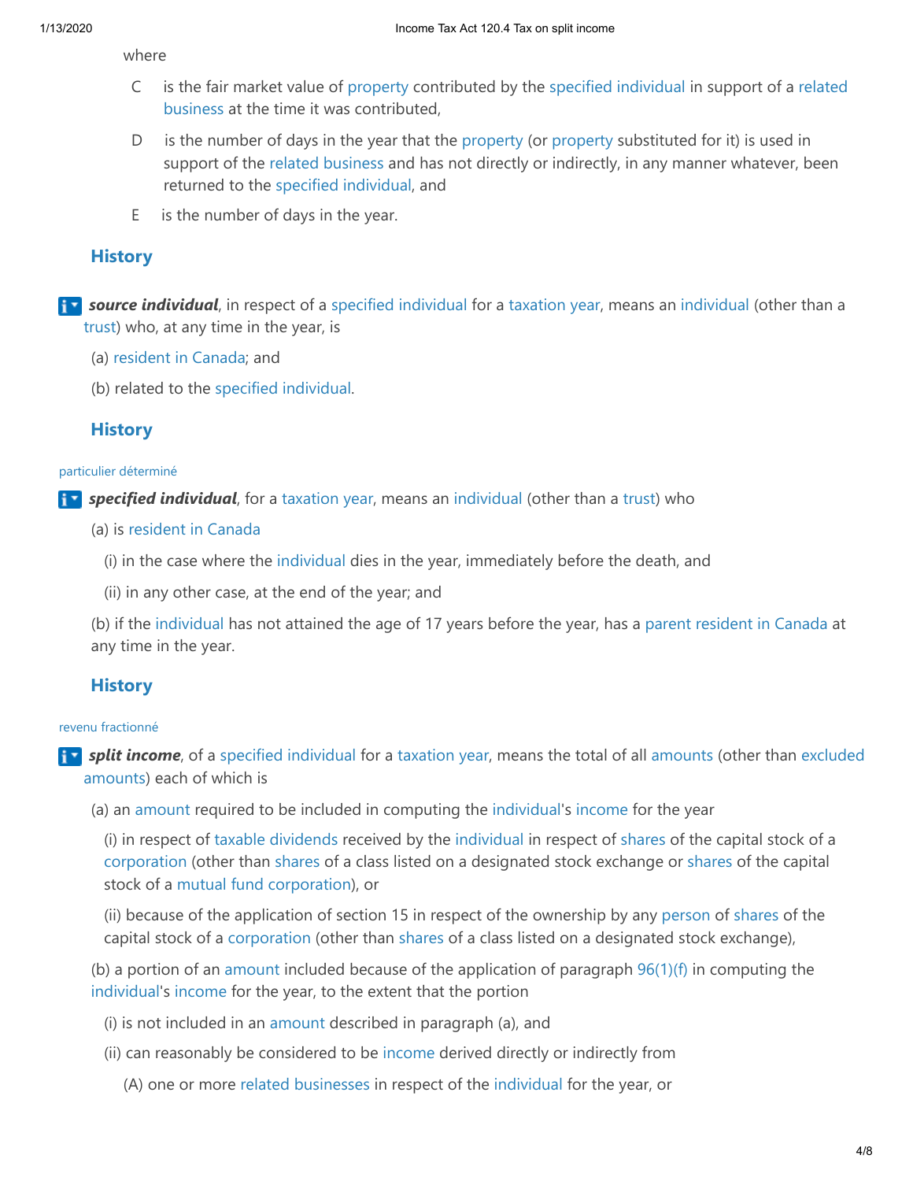where

C is the fair market value of property contributed by the specified individual in support of a related business at the time it was contributed,

D is the number of days in the year that the property (or property substituted for it) is used in support of the related business and has not directly or indirectly, in any manner whatever, been returned to the specified individual, and

E is the number of days in the year.

### History

***source individual***, in respect of a specified individual for a taxation year, means an individual (other than a trust) who, at any time in the year, is

(a) resident in Canada; and

(b) related to the specified individual.

### History

particulier déterminé

***specified individual***, for a taxation year, means an individual (other than a trust) who

(a) is resident in Canada

(i) in the case where the individual dies in the year, immediately before the death, and

(ii) in any other case, at the end of the year; and

(b) if the individual has not attained the age of 17 years before the year, has a parent resident in Canada at any time in the year.

### History

revenu fractionné

***split income***, of a specified individual for a taxation year, means the total of all amounts (other than excluded amounts) each of which is

(a) an amount required to be included in computing the individual's income for the year

(i) in respect of taxable dividends received by the individual in respect of shares of the capital stock of a corporation (other than shares of a class listed on a designated stock exchange or shares of the capital stock of a mutual fund corporation), or

(ii) because of the application of section 15 in respect of the ownership by any person of shares of the capital stock of a corporation (other than shares of a class listed on a designated stock exchange),

(b) a portion of an amount included because of the application of paragraph 96(1)(f) in computing the individual's income for the year, to the extent that the portion

(i) is not included in an amount described in paragraph (a), and

(ii) can reasonably be considered to be income derived directly or indirectly from

(A) one or more related businesses in respect of the individual for the year, or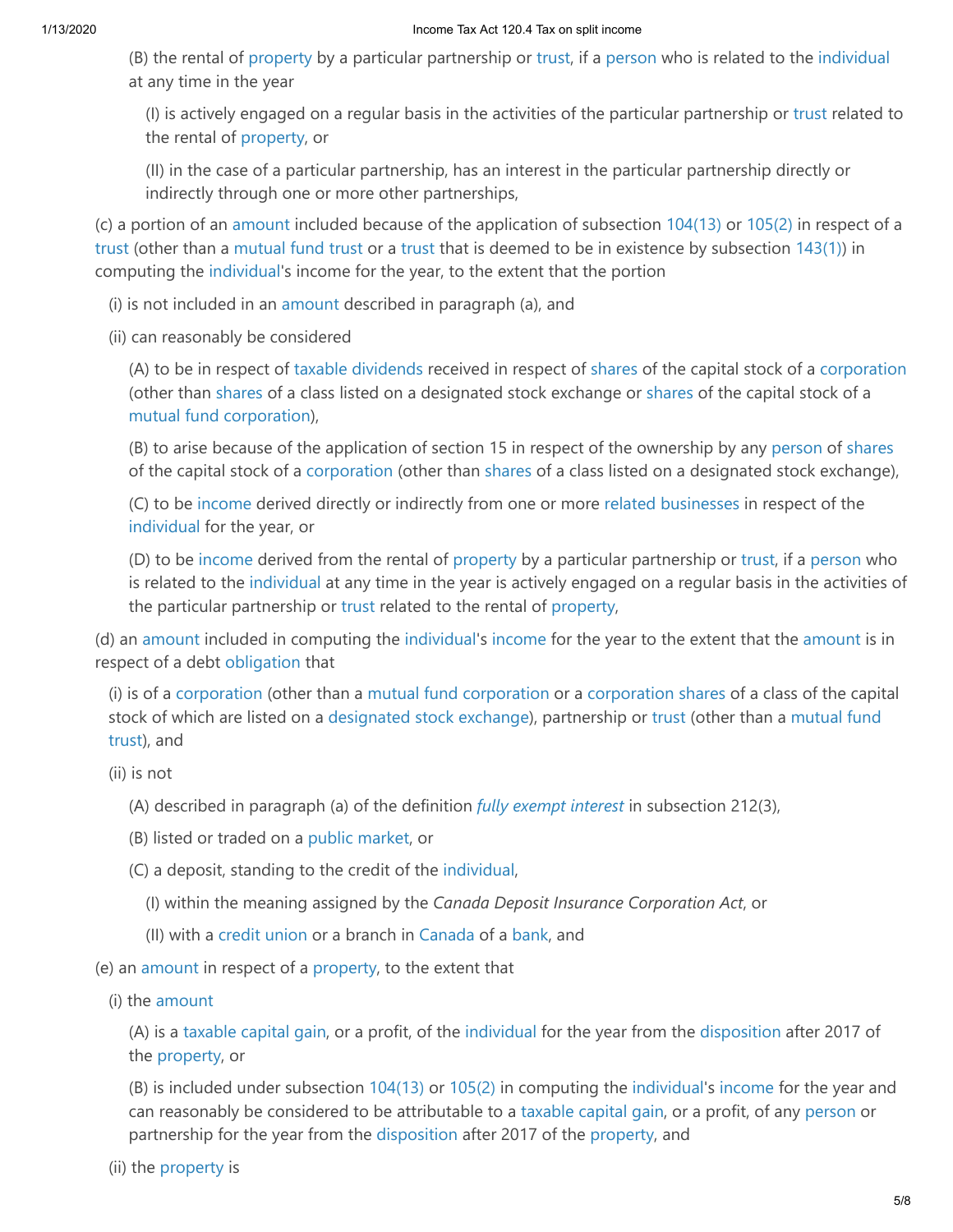(B) the rental of property by a particular partnership or trust, if a person who is related to the individual at any time in the year

(I) is actively engaged on a regular basis in the activities of the particular partnership or trust related to the rental of property, or

(II) in the case of a particular partnership, has an interest in the particular partnership directly or indirectly through one or more other partnerships,

(c) a portion of an amount included because of the application of subsection 104(13) or 105(2) in respect of a trust (other than a mutual fund trust or a trust that is deemed to be in existence by subsection 143(1)) in computing the individual's income for the year, to the extent that the portion

(i) is not included in an amount described in paragraph (a), and

(ii) can reasonably be considered

(A) to be in respect of taxable dividends received in respect of shares of the capital stock of a corporation (other than shares of a class listed on a designated stock exchange or shares of the capital stock of a mutual fund corporation),

(B) to arise because of the application of section 15 in respect of the ownership by any person of shares of the capital stock of a corporation (other than shares of a class listed on a designated stock exchange),

(C) to be income derived directly or indirectly from one or more related businesses in respect of the individual for the year, or

(D) to be income derived from the rental of property by a particular partnership or trust, if a person who is related to the individual at any time in the year is actively engaged on a regular basis in the activities of the particular partnership or trust related to the rental of property,

(d) an amount included in computing the individual's income for the year to the extent that the amount is in respect of a debt obligation that

(i) is of a corporation (other than a mutual fund corporation or a corporation shares of a class of the capital stock of which are listed on a designated stock exchange), partnership or trust (other than a mutual fund trust), and

(ii) is not

(A) described in paragraph (a) of the definition *fully exempt interest* in subsection 212(3),

(B) listed or traded on a public market, or

(C) a deposit, standing to the credit of the individual,

(I) within the meaning assigned by the *Canada Deposit Insurance Corporation Act*, or

(II) with a credit union or a branch in Canada of a bank, and

(e) an amount in respect of a property, to the extent that

(i) the amount

(A) is a taxable capital gain, or a profit, of the individual for the year from the disposition after 2017 of the property, or

(B) is included under subsection 104(13) or 105(2) in computing the individual's income for the year and can reasonably be considered to be attributable to a taxable capital gain, or a profit, of any person or partnership for the year from the disposition after 2017 of the property, and

(ii) the property is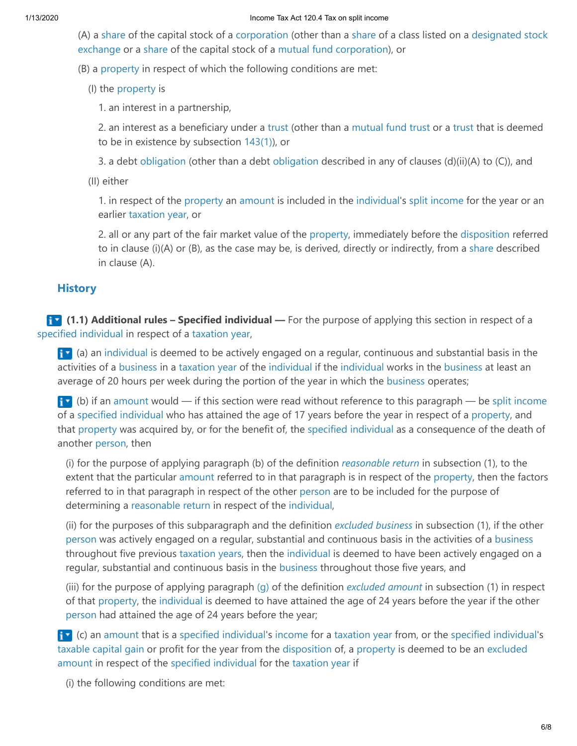(A) a share of the capital stock of a corporation (other than a share of a class listed on a designated stock exchange or a share of the capital stock of a mutual fund corporation), or

(B) a property in respect of which the following conditions are met:

(I) the property is

1. an interest in a partnership,

2. an interest as a beneficiary under a trust (other than a mutual fund trust or a trust that is deemed to be in existence by subsection 143(1)), or

3. a debt obligation (other than a debt obligation described in any of clauses (d)(ii)(A) to (C)), and

(II) either

1. in respect of the property an amount is included in the individual's split income for the year or an earlier taxation year, or

2. all or any part of the fair market value of the property, immediately before the disposition referred to in clause (i)(A) or (B), as the case may be, is derived, directly or indirectly, from a share described in clause (A).

## History

**(1.1) Additional rules – Specified individual —** For the purpose of applying this section in respect of a specified individual in respect of a taxation year,

(a) an individual is deemed to be actively engaged on a regular, continuous and substantial basis in the activities of a business in a taxation year of the individual if the individual works in the business at least an average of 20 hours per week during the portion of the year in which the business operates;

(b) if an amount would — if this section were read without reference to this paragraph — be split income of a specified individual who has attained the age of 17 years before the year in respect of a property, and that property was acquired by, or for the benefit of, the specified individual as a consequence of the death of another person, then

(i) for the purpose of applying paragraph (b) of the definition *reasonable return* in subsection (1), to the extent that the particular amount referred to in that paragraph is in respect of the property, then the factors referred to in that paragraph in respect of the other person are to be included for the purpose of determining a reasonable return in respect of the individual,

(ii) for the purposes of this subparagraph and the definition *excluded business* in subsection (1), if the other person was actively engaged on a regular, substantial and continuous basis in the activities of a business throughout five previous taxation years, then the individual is deemed to have been actively engaged on a regular, substantial and continuous basis in the business throughout those five years, and

(iii) for the purpose of applying paragraph (g) of the definition *excluded amount* in subsection (1) in respect of that property, the individual is deemed to have attained the age of 24 years before the year if the other person had attained the age of 24 years before the year;

(c) an amount that is a specified individual's income for a taxation year from, or the specified individual's taxable capital gain or profit for the year from the disposition of, a property is deemed to be an excluded amount in respect of the specified individual for the taxation year if

(i) the following conditions are met: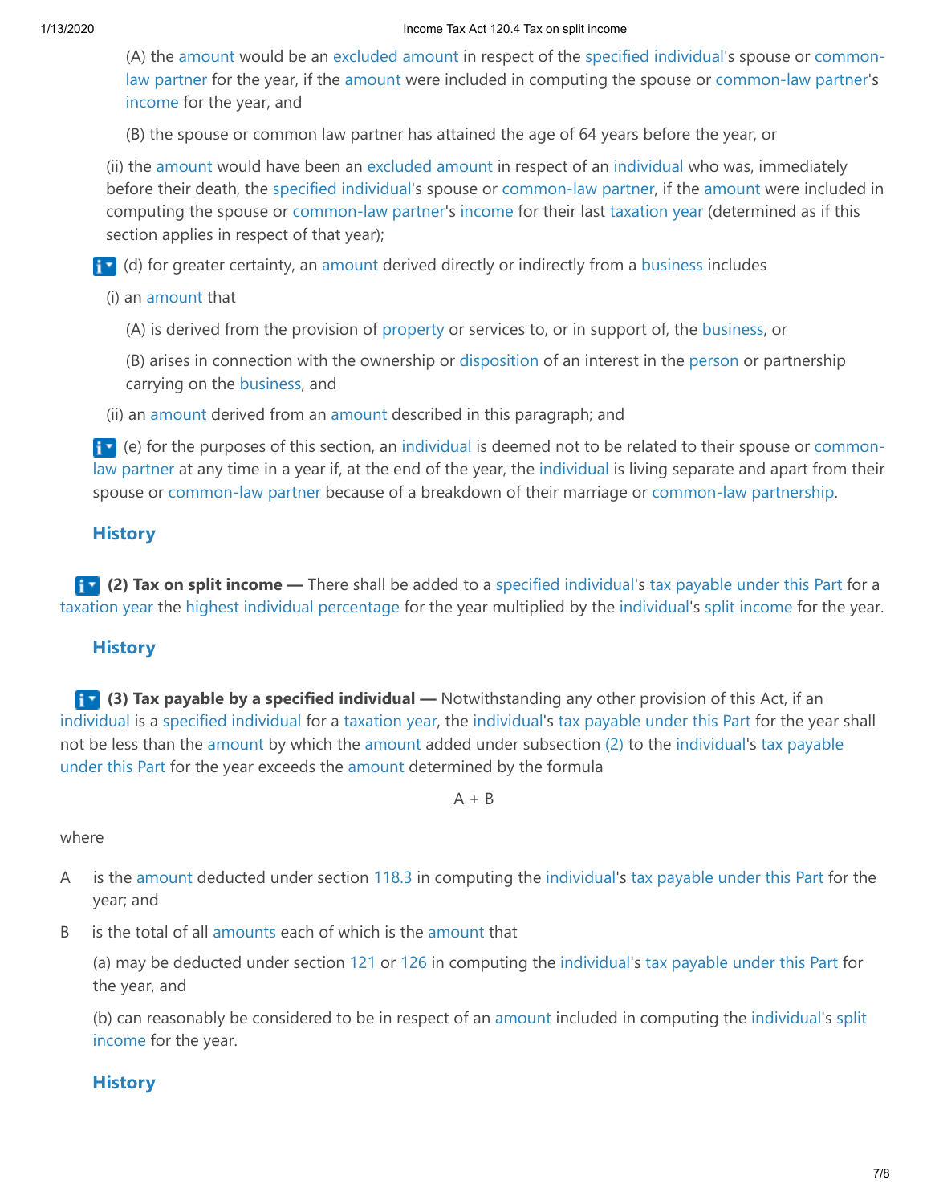(A) the amount would be an excluded amount in respect of the specified individual's spouse or common-law partner for the year, if the amount were included in computing the spouse or common-law partner's income for the year, and

(B) the spouse or common law partner has attained the age of 64 years before the year, or

(ii) the amount would have been an excluded amount in respect of an individual who was, immediately before their death, the specified individual's spouse or common-law partner, if the amount were included in computing the spouse or common-law partner's income for their last taxation year (determined as if this section applies in respect of that year);

(d) for greater certainty, an amount derived directly or indirectly from a business includes

(i) an amount that

(A) is derived from the provision of property or services to, or in support of, the business, or

(B) arises in connection with the ownership or disposition of an interest in the person or partnership carrying on the business, and

(ii) an amount derived from an amount described in this paragraph; and

(e) for the purposes of this section, an individual is deemed not to be related to their spouse or common-law partner at any time in a year if, at the end of the year, the individual is living separate and apart from their spouse or common-law partner because of a breakdown of their marriage or common-law partnership.

**History**

**(2) Tax on split income —** There shall be added to a specified individual's tax payable under this Part for a taxation year the highest individual percentage for the year multiplied by the individual's split income for the year.

**History**

**(3) Tax payable by a specified individual —** Notwithstanding any other provision of this Act, if an individual is a specified individual for a taxation year, the individual's tax payable under this Part for the year shall not be less than the amount by which the amount added under subsection (2) to the individual's tax payable under this Part for the year exceeds the amount determined by the formula

$$A + B$$

where

A is the amount deducted under section 118.3 in computing the individual's tax payable under this Part for the year; and

B is the total of all amounts each of which is the amount that

(a) may be deducted under section 121 or 126 in computing the individual's tax payable under this Part for the year, and

(b) can reasonably be considered to be in respect of an amount included in computing the individual's split income for the year.

**History**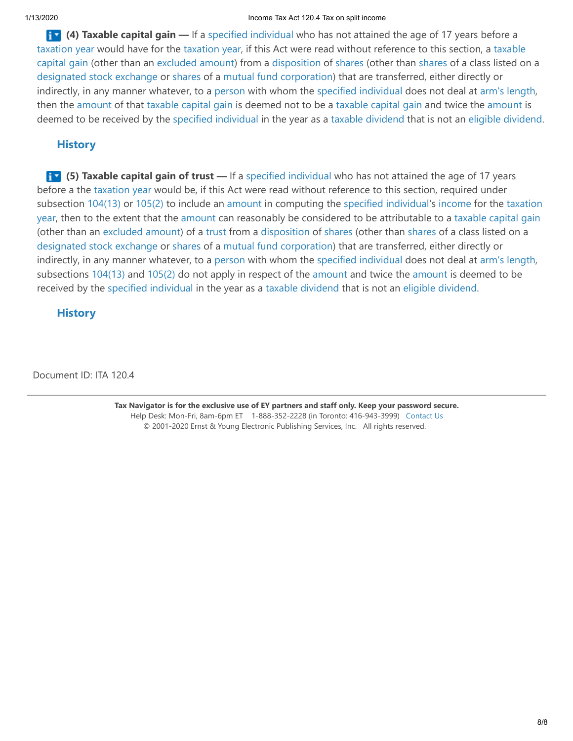**(4) Taxable capital gain —** If a specified individual who has not attained the age of 17 years before a taxation year would have for the taxation year, if this Act were read without reference to this section, a taxable capital gain (other than an excluded amount) from a disposition of shares (other than shares of a class listed on a designated stock exchange or shares of a mutual fund corporation) that are transferred, either directly or indirectly, in any manner whatever, to a person with whom the specified individual does not deal at arm's length, then the amount of that taxable capital gain is deemed not to be a taxable capital gain and twice the amount is deemed to be received by the specified individual in the year as a taxable dividend that is not an eligible dividend.

**History**

**(5) Taxable capital gain of trust —** If a specified individual who has not attained the age of 17 years before a the taxation year would be, if this Act were read without reference to this section, required under subsection 104(13) or 105(2) to include an amount in computing the specified individual's income for the taxation year, then to the extent that the amount can reasonably be considered to be attributable to a taxable capital gain (other than an excluded amount) of a trust from a disposition of shares (other than shares of a class listed on a designated stock exchange or shares of a mutual fund corporation) that are transferred, either directly or indirectly, in any manner whatever, to a person with whom the specified individual does not deal at arm's length, subsections 104(13) and 105(2) do not apply in respect of the amount and twice the amount is deemed to be received by the specified individual in the year as a taxable dividend that is not an eligible dividend.

**History**

Document ID: ITA 120.4

**Tax Navigator is for the exclusive use of EY partners and staff only. Keep your password secure.**
Help Desk: Mon-Fri, 8am-6pm ET 1-888-352-2228 (in Toronto: 416-943-3999) Contact Us
© 2001-2020 Ernst & Young Electronic Publishing Services, Inc. All rights reserved.